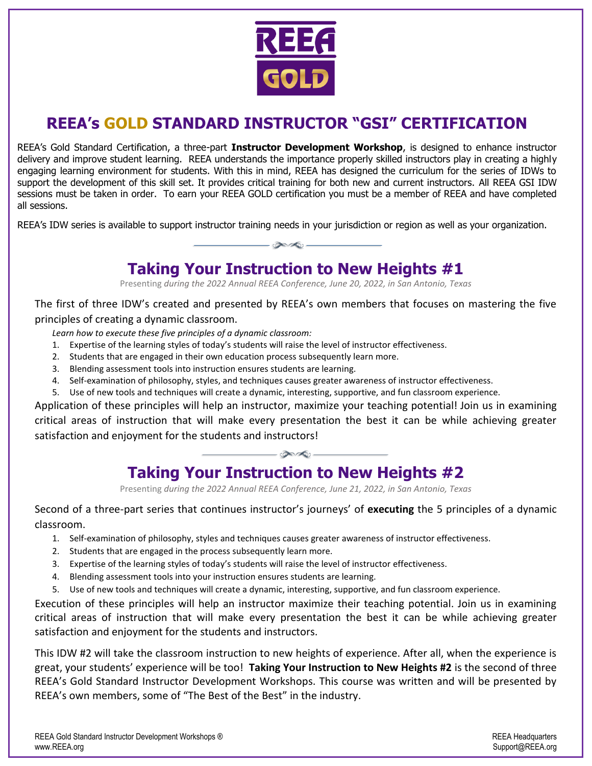# REEA's GOLD STANDARD INSTRUCTOR "GSI" CERTIFICATION

REEA's Gold Standard Certification, a three-part **Instructor Development Workshop**, is designed to enhance instructor delivery and improve student learning. REEA understands the importance properly skilled instructors play in creating a highly engaging learning environment for students. With this in mind, REEA has designed the curriculum for the series of IDWs to support the development of this skill set. It provides critical training for both new and current instructors. All REEA GSI IDW sessions must be taken in order. To earn your REEA GOLD certification you must be a member of REEA and have completed all sessions.

REEA's IDW series is available to support instructor training needs in your jurisdiction or region as well as your organization.

## Taking Your Instruction to New Heights #1

Presenting *during the 2022 Annual REEA Conference, June 20, 2022, in San Antonio, Texas*

The first of three IDW's created and presented by REEA's own members that focuses on mastering the five principles of creating a dynamic classroom.

*Learn how to execute these five principles of a dynamic classroom:*

1. Expertise of the learning styles of today's students will raise the level of instructor effectiveness.
2. Students that are engaged in their own education process subsequently learn more.
3. Blending assessment tools into instruction ensures students are learning.
4. Self-examination of philosophy, styles, and techniques causes greater awareness of instructor effectiveness.
5. Use of new tools and techniques will create a dynamic, interesting, supportive, and fun classroom experience.

Application of these principles will help an instructor, maximize your teaching potential! Join us in examining critical areas of instruction that will make every presentation the best it can be while achieving greater satisfaction and enjoyment for the students and instructors!

## Taking Your Instruction to New Heights #2

Presenting *during the 2022 Annual REEA Conference, June 21, 2022, in San Antonio, Texas*

Second of a three-part series that continues instructor's journeys' of **executing** the 5 principles of a dynamic classroom.

1. Self-examination of philosophy, styles and techniques causes greater awareness of instructor effectiveness.
2. Students that are engaged in the process subsequently learn more.
3. Expertise of the learning styles of today's students will raise the level of instructor effectiveness.
4. Blending assessment tools into your instruction ensures students are learning.
5. Use of new tools and techniques will create a dynamic, interesting, supportive, and fun classroom experience.

Execution of these principles will help an instructor maximize their teaching potential. Join us in examining critical areas of instruction that will make every presentation the best it can be while achieving greater satisfaction and enjoyment for the students and instructors.

This IDW #2 will take the classroom instruction to new heights of experience. After all, when the experience is great, your students' experience will be too! **Taking Your Instruction to New Heights #2** is the second of three REEA's Gold Standard Instructor Development Workshops. This course was written and will be presented by REEA's own members, some of "The Best of the Best" in the industry.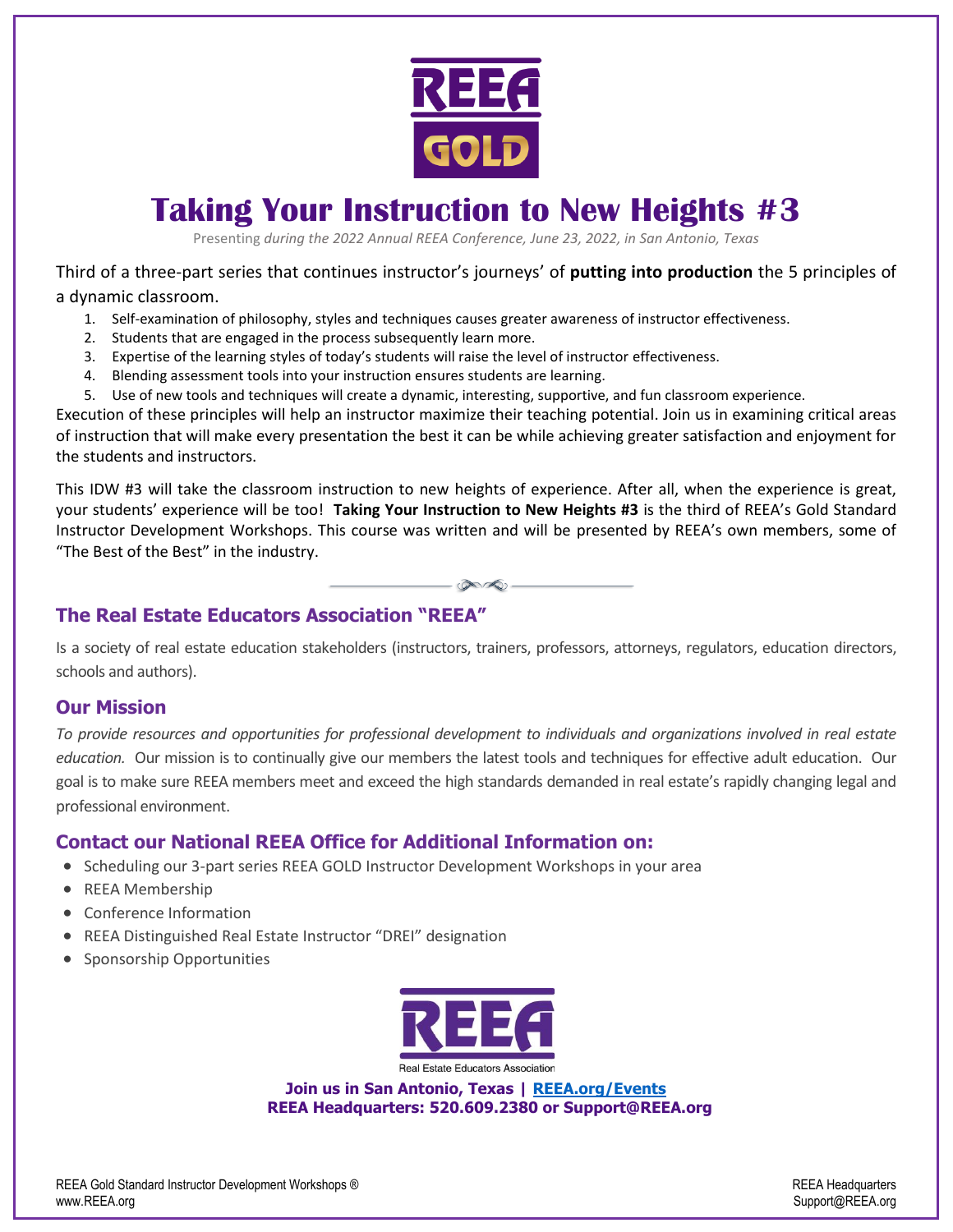# Taking Your Instruction to New Heights #3

Presenting *during the 2022 Annual REEA Conference, June 23, 2022, in San Antonio, Texas*

Third of a three-part series that continues instructor's journeys' of **putting into production** the 5 principles of a dynamic classroom.

1. Self-examination of philosophy, styles and techniques causes greater awareness of instructor effectiveness.
2. Students that are engaged in the process subsequently learn more.
3. Expertise of the learning styles of today's students will raise the level of instructor effectiveness.
4. Blending assessment tools into your instruction ensures students are learning.
5. Use of new tools and techniques will create a dynamic, interesting, supportive, and fun classroom experience.

Execution of these principles will help an instructor maximize their teaching potential. Join us in examining critical areas of instruction that will make every presentation the best it can be while achieving greater satisfaction and enjoyment for the students and instructors.

This IDW #3 will take the classroom instruction to new heights of experience. After all, when the experience is great, your students' experience will be too! **Taking Your Instruction to New Heights #3** is the third of REEA's Gold Standard Instructor Development Workshops. This course was written and will be presented by REEA's own members, some of "The Best of the Best" in the industry.

## The Real Estate Educators Association "REEA"

Is a society of real estate education stakeholders (instructors, trainers, professors, attorneys, regulators, education directors, schools and authors).

## Our Mission

*To provide resources and opportunities for professional development to individuals and organizations involved in real estate education.* Our mission is to continually give our members the latest tools and techniques for effective adult education. Our goal is to make sure REEA members meet and exceed the high standards demanded in real estate's rapidly changing legal and professional environment.

## Contact our National REEA Office for Additional Information on:

- Scheduling our 3-part series REEA GOLD Instructor Development Workshops in your area
- REEA Membership
- Conference Information
- REEA Distinguished Real Estate Instructor "DREI" designation
- Sponsorship Opportunities

Real Estate Educators Association

**Join us in San Antonio, Texas | REEA.org/Events**
**REEA Headquarters: 520.609.2380 or Support@REEA.org**